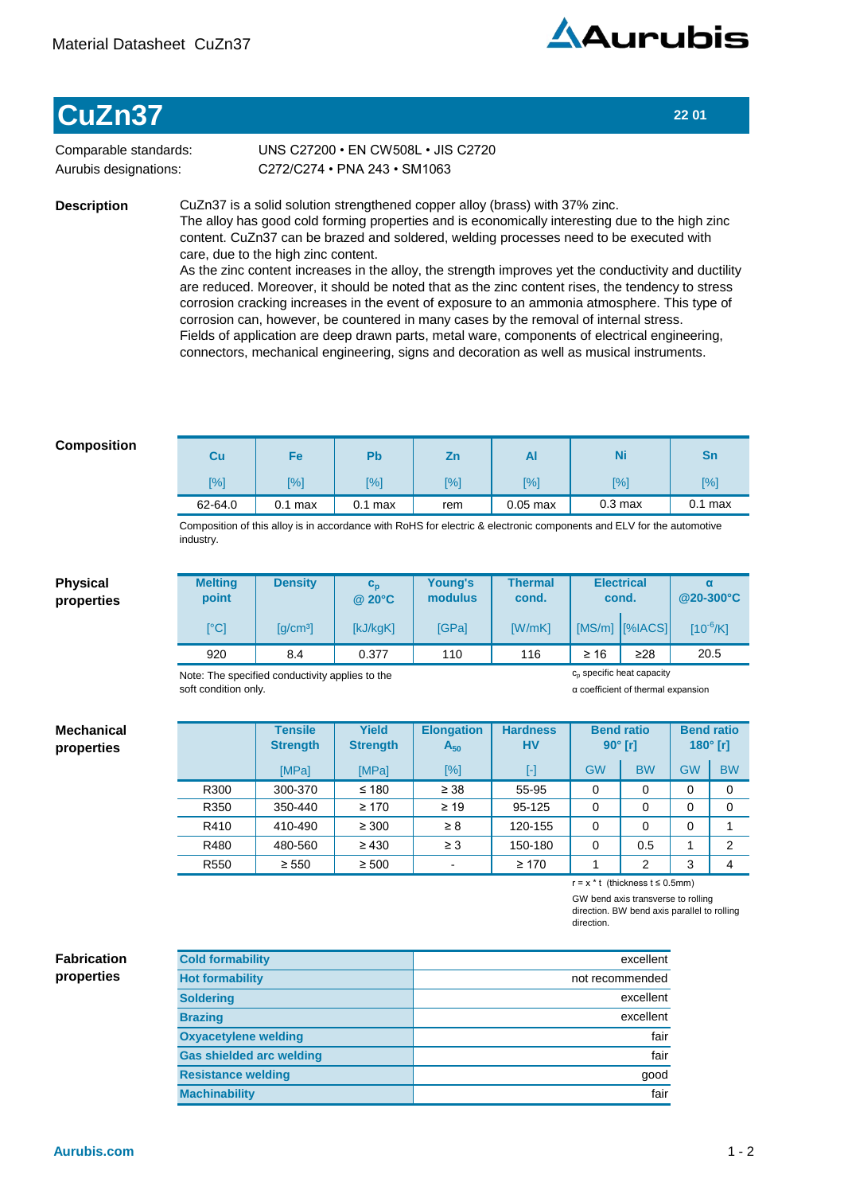# CuZn37

22 01

Comparable standards: UNS C27200 • EN CW508L • JIS C2720
Aurubis designations: C272/C274 • PNA 243 • SM1063

## Description

CuZn37 is a solid solution strengthened copper alloy (brass) with 37% zinc.
The alloy has good cold forming properties and is economically interesting due to the high zinc content. CuZn37 can be brazed and soldered, welding processes need to be executed with care, due to the high zinc content.
As the zinc content increases in the alloy, the strength improves yet the conductivity and ductility are reduced. Moreover, it should be noted that as the zinc content rises, the tendency to stress corrosion cracking increases in the event of exposure to an ammonia atmosphere. This type of corrosion can, however, be countered in many cases by the removal of internal stress.
Fields of application are deep drawn parts, metal ware, components of electrical engineering, connectors, mechanical engineering, signs and decoration as well as musical instruments.

## Composition

| Cu [%] | Fe [%] | Pb [%] | Zn [%] | Al [%] | Ni [%] | Sn [%] |
|---|---|---|---|---|---|---|
| 62-64.0 | 0.1 max | 0.1 max | rem | 0.05 max | 0.3 max | 0.1 max |

Composition of this alloy is in accordance with RoHS for electric & electronic components and ELV for the automotive industry.

## Physical properties

| Melting point | Density | $c_p$ @ 20°C | Young's modulus | Thermal cond. | Electrical cond. | | α @20-300°C |
|---|---|---|---|---|---|---|---|
| [°C] | [g/cm³] | [kJ/kgK] | [GPa] | [W/mK] | [MS/m] | [%IACS] | [$10^{-6}$/K] |
| 920 | 8.4 | 0.377 | 110 | 116 | ≥ 16 | ≥28 | 20.5 |

Note: The specified conductivity applies to the soft condition only.

$c_p$ specific heat capacity
α coefficient of thermal expansion

## Mechanical properties

| | Tensile Strength | Yield Strength | Elongation $A_{50}$ | Hardness HV | Bend ratio 90° [r] | | Bend ratio 180° [r] | |
|---|---|---|---|---|---|---|---|---|
| | [MPa] | [MPa] | [%] | [-] | GW | BW | GW | BW |
| R300 | 300-370 | ≤ 180 | ≥ 38 | 55-95 | 0 | 0 | 0 | 0 |
| R350 | 350-440 | ≥ 170 | ≥ 19 | 95-125 | 0 | 0 | 0 | 0 |
| R410 | 410-490 | ≥ 300 | ≥ 8 | 120-155 | 0 | 0 | 0 | 1 |
| R480 | 480-560 | ≥ 430 | ≥ 3 | 150-180 | 0 | 0.5 | 1 | 2 |
| R550 | ≥ 550 | ≥ 500 | - | ≥ 170 | 1 | 2 | 3 | 4 |

r = x * t (thickness t ≤ 0.5mm)

GW bend axis transverse to rolling direction. BW bend axis parallel to rolling direction.

## Fabrication properties

| | |
|---|---|
| Cold formability | excellent |
| Hot formability | not recommended |
| Soldering | excellent |
| Brazing | excellent |
| Oxyacetylene welding | fair |
| Gas shielded arc welding | fair |
| Resistance welding | good |
| Machinability | fair |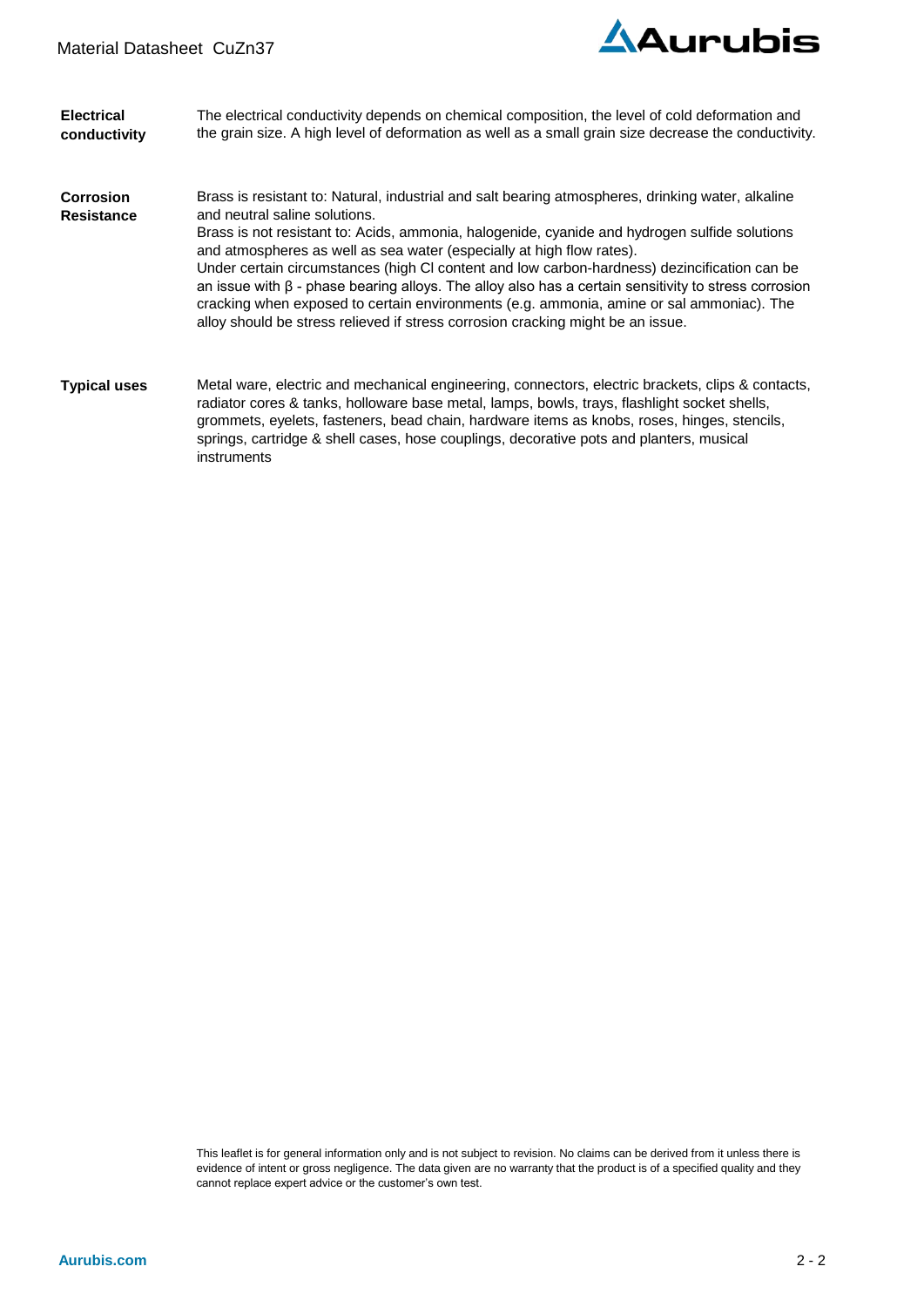**Electrical conductivity**

The electrical conductivity depends on chemical composition, the level of cold deformation and the grain size. A high level of deformation as well as a small grain size decrease the conductivity.

**Corrosion Resistance**

Brass is resistant to: Natural, industrial and salt bearing atmospheres, drinking water, alkaline and neutral saline solutions.
Brass is not resistant to: Acids, ammonia, halogenide, cyanide and hydrogen sulfide solutions and atmospheres as well as sea water (especially at high flow rates).
Under certain circumstances (high Cl content and low carbon-hardness) dezincification can be an issue with β - phase bearing alloys. The alloy also has a certain sensitivity to stress corrosion cracking when exposed to certain environments (e.g. ammonia, amine or sal ammoniac). The alloy should be stress relieved if stress corrosion cracking might be an issue.

**Typical uses**

Metal ware, electric and mechanical engineering, connectors, electric brackets, clips & contacts, radiator cores & tanks, holloware base metal, lamps, bowls, trays, flashlight socket shells, grommets, eyelets, fasteners, bead chain, hardware items as knobs, roses, hinges, stencils, springs, cartridge & shell cases, hose couplings, decorative pots and planters, musical instruments

This leaflet is for general information only and is not subject to revision. No claims can be derived from it unless there is evidence of intent or gross negligence. The data given are no warranty that the product is of a specified quality and they cannot replace expert advice or the customer's own test.